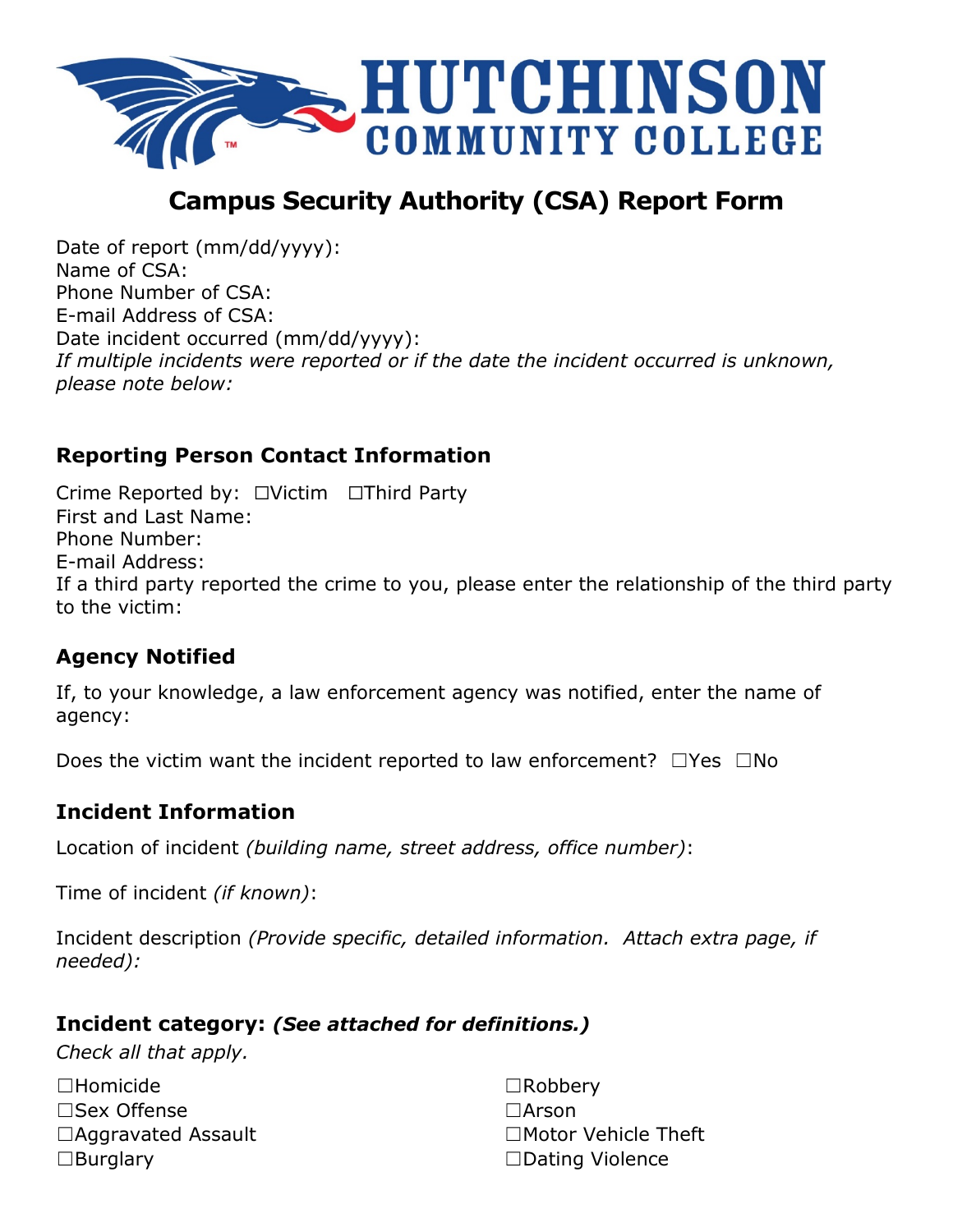# HUTCHINSON COMMUNITY COLLEGE

## Campus Security Authority (CSA) Report Form

Date of report (mm/dd/yyyy):
Name of CSA:
Phone Number of CSA:
E-mail Address of CSA:
Date incident occurred (mm/dd/yyyy):
*If multiple incidents were reported or if the date the incident occurred is unknown, please note below:*

### Reporting Person Contact Information

Crime Reported by: ☐Victim ☐Third Party
First and Last Name:
Phone Number:
E-mail Address:
If a third party reported the crime to you, please enter the relationship of the third party to the victim:

### Agency Notified

If, to your knowledge, a law enforcement agency was notified, enter the name of agency:

Does the victim want the incident reported to law enforcement? ☐Yes ☐No

### Incident Information

Location of incident *(building name, street address, office number)*:

Time of incident *(if known)*:

Incident description *(Provide specific, detailed information. Attach extra page, if needed):*

### Incident category: *(See attached for definitions.)*

*Check all that apply.*

☐Homicide
☐Sex Offense
☐Aggravated Assault
☐Burglary
☐Robbery
☐Arson
☐Motor Vehicle Theft
☐Dating Violence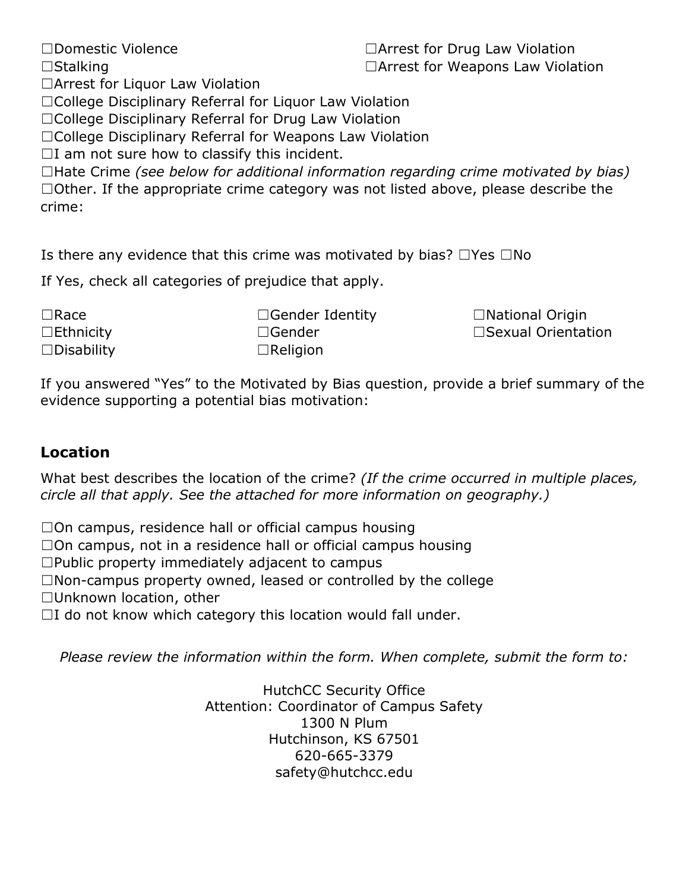☐Domestic Violence

☐Stalking

☐Arrest for Drug Law Violation

☐Arrest for Weapons Law Violation

☐Arrest for Liquor Law Violation

☐College Disciplinary Referral for Liquor Law Violation

☐College Disciplinary Referral for Drug Law Violation

☐College Disciplinary Referral for Weapons Law Violation

☐I am not sure how to classify this incident.

☐Hate Crime *(see below for additional information regarding crime motivated by bias)*

☐Other. If the appropriate crime category was not listed above, please describe the crime:

Is there any evidence that this crime was motivated by bias? ☐Yes ☐No

If Yes, check all categories of prejudice that apply.

☐Race

☐Ethnicity

☐Disability

☐Gender Identity

☐Gender

☐Religion

☐National Origin

☐Sexual Orientation

If you answered "Yes" to the Motivated by Bias question, provide a brief summary of the evidence supporting a potential bias motivation:

## Location

What best describes the location of the crime? *(If the crime occurred in multiple places, circle all that apply. See the attached for more information on geography.)*

☐On campus, residence hall or official campus housing

☐On campus, not in a residence hall or official campus housing

☐Public property immediately adjacent to campus

☐Non-campus property owned, leased or controlled by the college

☐Unknown location, other

☐I do not know which category this location would fall under.

*Please review the information within the form. When complete, submit the form to:*

HutchCC Security Office
Attention: Coordinator of Campus Safety
1300 N Plum
Hutchinson, KS 67501
620-665-3379
safety@hutchcc.edu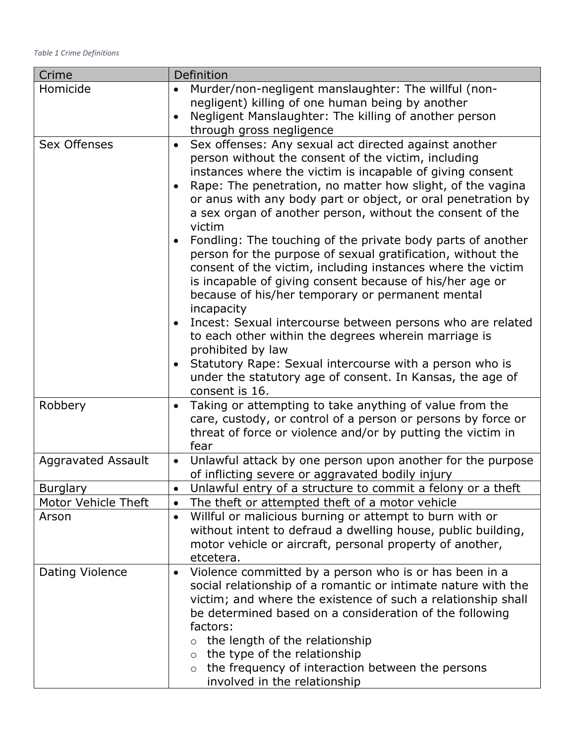*Table 1 Crime Definitions*

| Crime | Definition |
| --- | --- |
| Homicide | • Murder/non-negligent manslaughter: The willful (non-negligent) killing of one human being by another<br>• Negligent Manslaughter: The killing of another person through gross negligence |
| Sex Offenses | • Sex offenses: Any sexual act directed against another person without the consent of the victim, including instances where the victim is incapable of giving consent<br>• Rape: The penetration, no matter how slight, of the vagina or anus with any body part or object, or oral penetration by a sex organ of another person, without the consent of the victim<br>• Fondling: The touching of the private body parts of another person for the purpose of sexual gratification, without the consent of the victim, including instances where the victim is incapable of giving consent because of his/her age or because of his/her temporary or permanent mental incapacity<br>• Incest: Sexual intercourse between persons who are related to each other within the degrees wherein marriage is prohibited by law<br>• Statutory Rape: Sexual intercourse with a person who is under the statutory age of consent. In Kansas, the age of consent is 16. |
| Robbery | • Taking or attempting to take anything of value from the care, custody, or control of a person or persons by force or threat of force or violence and/or by putting the victim in fear |
| Aggravated Assault | • Unlawful attack by one person upon another for the purpose of inflicting severe or aggravated bodily injury |
| Burglary | • Unlawful entry of a structure to commit a felony or a theft |
| Motor Vehicle Theft | • The theft or attempted theft of a motor vehicle |
| Arson | • Willful or malicious burning or attempt to burn with or without intent to defraud a dwelling house, public building, motor vehicle or aircraft, personal property of another, etcetera. |
| Dating Violence | • Violence committed by a person who is or has been in a social relationship of a romantic or intimate nature with the victim; and where the existence of such a relationship shall be determined based on a consideration of the following factors:<br>&nbsp;&nbsp;o the length of the relationship<br>&nbsp;&nbsp;o the type of the relationship<br>&nbsp;&nbsp;o the frequency of interaction between the persons involved in the relationship |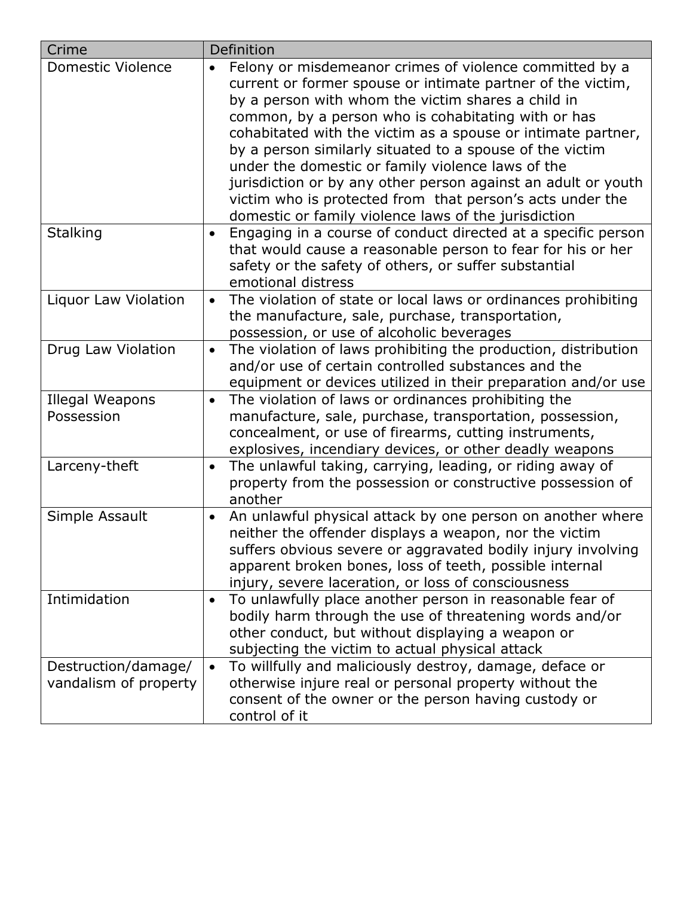| Crime | Definition |
| --- | --- |
| Domestic Violence | • Felony or misdemeanor crimes of violence committed by a current or former spouse or intimate partner of the victim, by a person with whom the victim shares a child in common, by a person who is cohabitating with or has cohabitated with the victim as a spouse or intimate partner, by a person similarly situated to a spouse of the victim under the domestic or family violence laws of the jurisdiction or by any other person against an adult or youth victim who is protected from that person's acts under the domestic or family violence laws of the jurisdiction |
| Stalking | • Engaging in a course of conduct directed at a specific person that would cause a reasonable person to fear for his or her safety or the safety of others, or suffer substantial emotional distress |
| Liquor Law Violation | • The violation of state or local laws or ordinances prohibiting the manufacture, sale, purchase, transportation, possession, or use of alcoholic beverages |
| Drug Law Violation | • The violation of laws prohibiting the production, distribution and/or use of certain controlled substances and the equipment or devices utilized in their preparation and/or use |
| Illegal Weapons Possession | • The violation of laws or ordinances prohibiting the manufacture, sale, purchase, transportation, possession, concealment, or use of firearms, cutting instruments, explosives, incendiary devices, or other deadly weapons |
| Larceny-theft | • The unlawful taking, carrying, leading, or riding away of property from the possession or constructive possession of another |
| Simple Assault | • An unlawful physical attack by one person on another where neither the offender displays a weapon, nor the victim suffers obvious severe or aggravated bodily injury involving apparent broken bones, loss of teeth, possible internal injury, severe laceration, or loss of consciousness |
| Intimidation | • To unlawfully place another person in reasonable fear of bodily harm through the use of threatening words and/or other conduct, but without displaying a weapon or subjecting the victim to actual physical attack |
| Destruction/damage/ vandalism of property | • To willfully and maliciously destroy, damage, deface or otherwise injure real or personal property without the consent of the owner or the person having custody or control of it |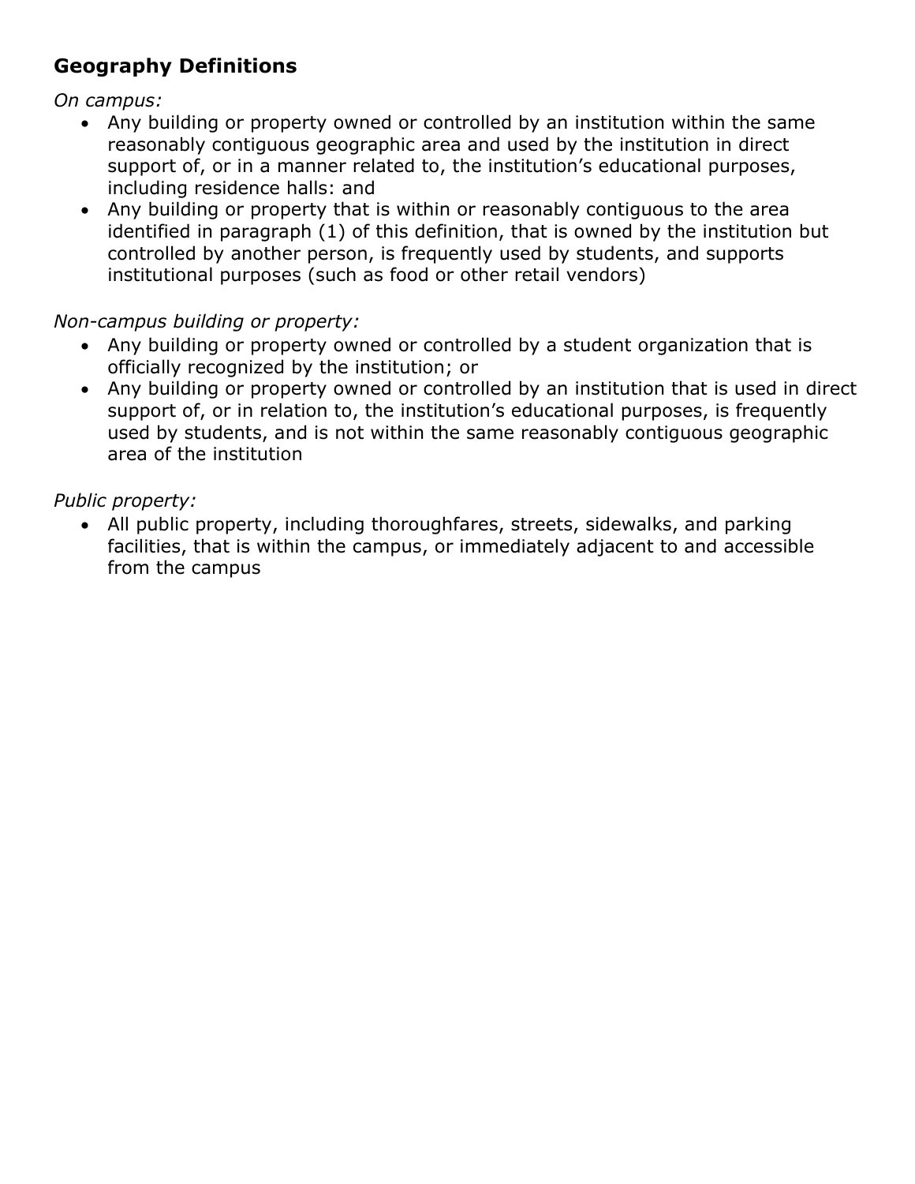### Geography Definitions

*On campus:*

- Any building or property owned or controlled by an institution within the same reasonably contiguous geographic area and used by the institution in direct support of, or in a manner related to, the institution's educational purposes, including residence halls: and
- Any building or property that is within or reasonably contiguous to the area identified in paragraph (1) of this definition, that is owned by the institution but controlled by another person, is frequently used by students, and supports institutional purposes (such as food or other retail vendors)

*Non-campus building or property:*

- Any building or property owned or controlled by a student organization that is officially recognized by the institution; or
- Any building or property owned or controlled by an institution that is used in direct support of, or in relation to, the institution's educational purposes, is frequently used by students, and is not within the same reasonably contiguous geographic area of the institution

*Public property:*

- All public property, including thoroughfares, streets, sidewalks, and parking facilities, that is within the campus, or immediately adjacent to and accessible from the campus